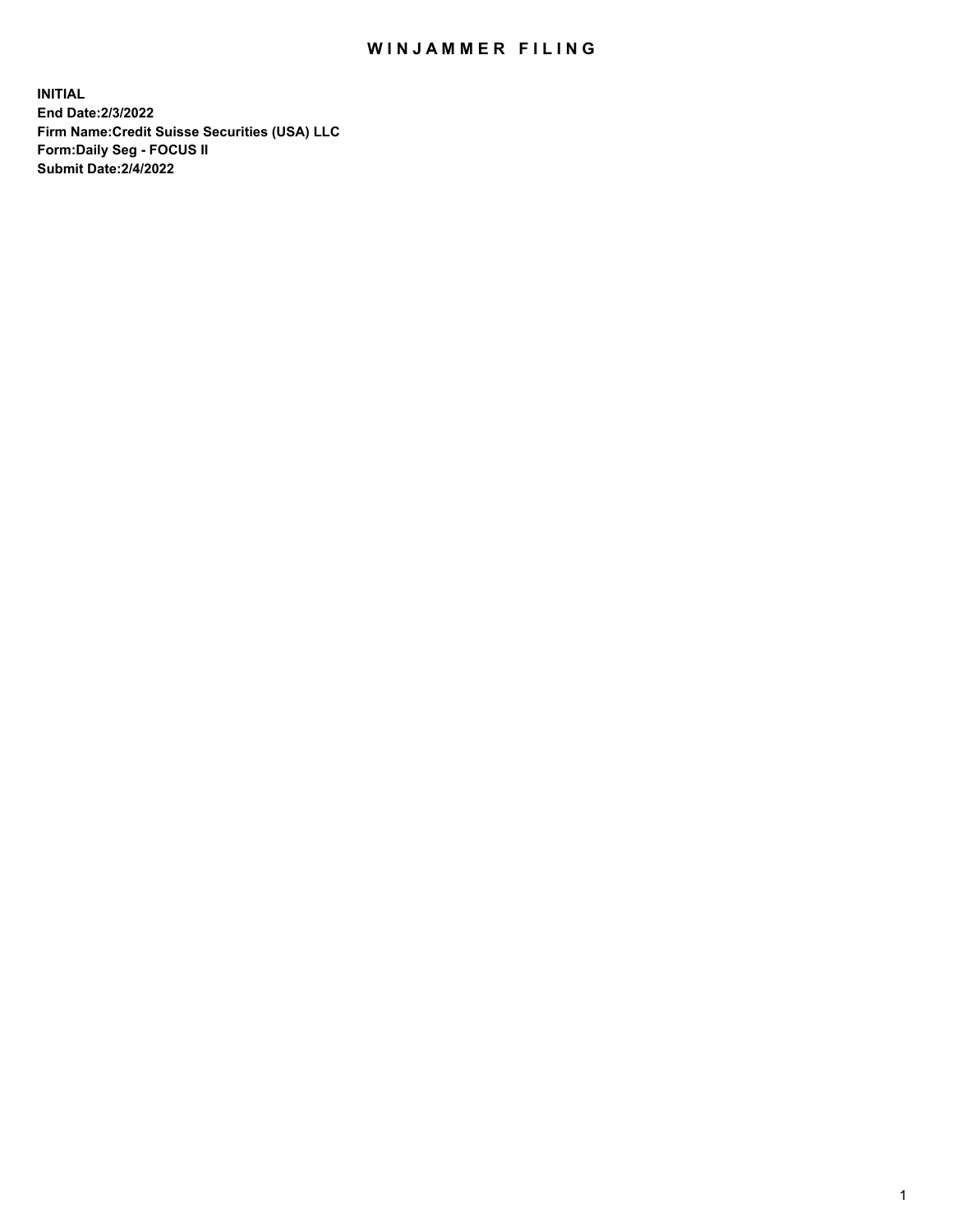# WINJAMMER FILING

**INITIAL**
**End Date:2/3/2022**
**Firm Name:Credit Suisse Securities (USA) LLC**
**Form:Daily Seg - FOCUS II**
**Submit Date:2/4/2022**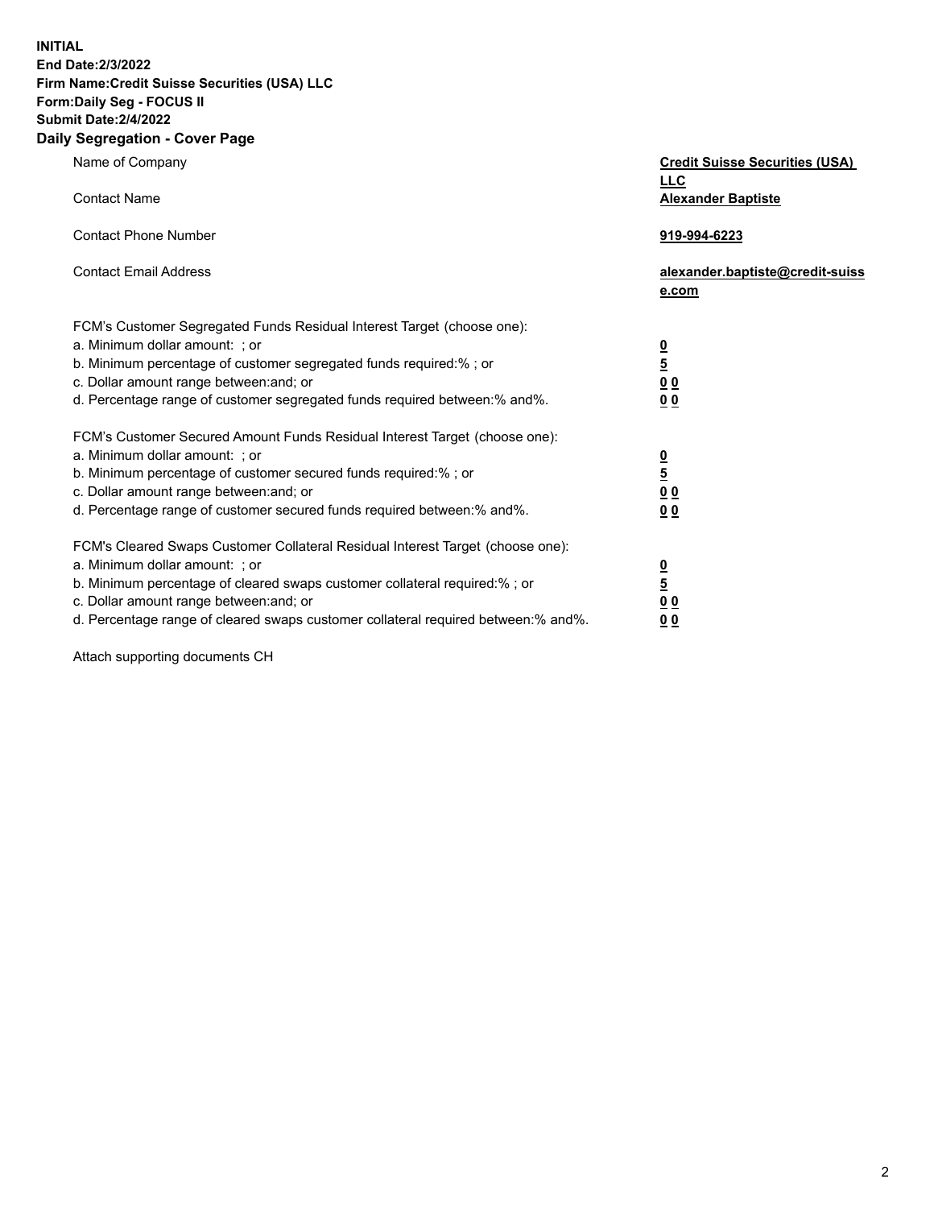**INITIAL**
**End Date:2/3/2022**
**Firm Name:Credit Suisse Securities (USA) LLC**
**Form:Daily Seg - FOCUS II**
**Submit Date:2/4/2022**

## Daily Segregation - Cover Page

| | |
|---|---|
| Name of Company | **Credit Suisse Securities (USA) LLC** |
| Contact Name | **Alexander Baptiste** |
| Contact Phone Number | **919-994-6223** |
| Contact Email Address | **alexander.baptiste@credit-suisse.com** |

FCM's Customer Segregated Funds Residual Interest Target (choose one):

| | |
|---|---|
| a. Minimum dollar amount: ; or | **0** |
| b. Minimum percentage of customer segregated funds required:% ; or | **5** |
| c. Dollar amount range between:and; or | **0 0** |
| d. Percentage range of customer segregated funds required between:% and%. | **0 0** |

FCM's Customer Secured Amount Funds Residual Interest Target (choose one):

| | |
|---|---|
| a. Minimum dollar amount: ; or | **0** |
| b. Minimum percentage of customer secured funds required:% ; or | **5** |
| c. Dollar amount range between:and; or | **0 0** |
| d. Percentage range of customer secured funds required between:% and%. | **0 0** |

FCM's Cleared Swaps Customer Collateral Residual Interest Target (choose one):

| | |
|---|---|
| a. Minimum dollar amount: ; or | **0** |
| b. Minimum percentage of cleared swaps customer collateral required:% ; or | **5** |
| c. Dollar amount range between:and; or | **0 0** |
| d. Percentage range of cleared swaps customer collateral required between:% and%. | **0 0** |

Attach supporting documents CH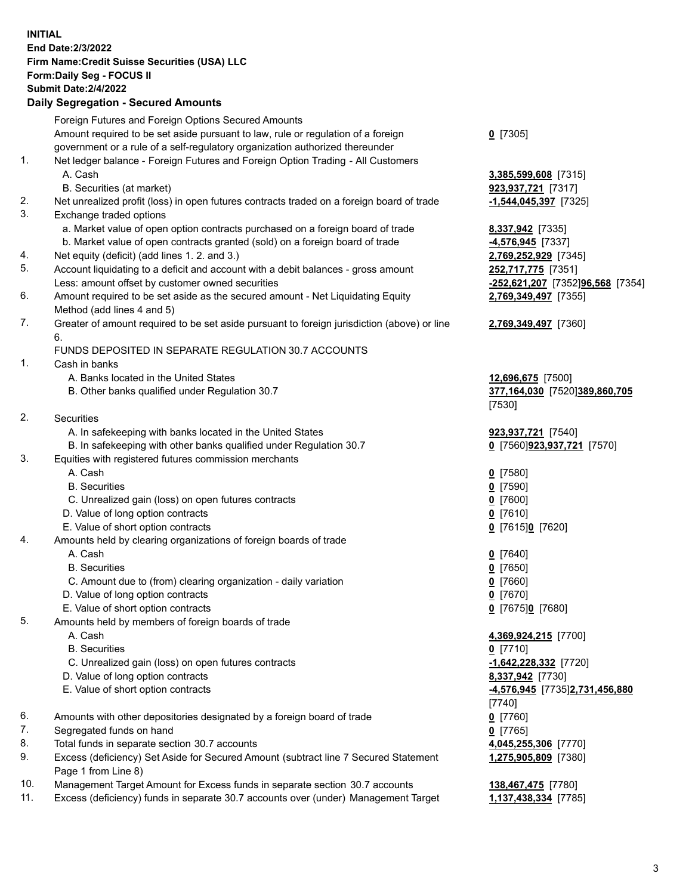**INITIAL**
**End Date:2/3/2022**
**Firm Name:Credit Suisse Securities (USA) LLC**
**Form:Daily Seg - FOCUS II**
**Submit Date:2/4/2022**

## Daily Segregation - Secured Amounts

| | | |
|---|---|---|
| | Foreign Futures and Foreign Options Secured Amounts | |
| | Amount required to be set aside pursuant to law, rule or regulation of a foreign government or a rule of a self-regulatory organization authorized thereunder | **0** [7305] |
| 1. | Net ledger balance - Foreign Futures and Foreign Option Trading - All Customers | |
| | A. Cash | **3,385,599,608** [7315] |
| | B. Securities (at market) | **923,937,721** [7317] |
| 2. | Net unrealized profit (loss) in open futures contracts traded on a foreign board of trade | **-1,544,045,397** [7325] |
| 3. | Exchange traded options | |
| | a. Market value of open option contracts purchased on a foreign board of trade | **8,337,942** [7335] |
| | b. Market value of open contracts granted (sold) on a foreign board of trade | **-4,576,945** [7337] |
| 4. | Net equity (deficit) (add lines 1. 2. and 3.) | **2,769,252,929** [7345] |
| 5. | Account liquidating to a deficit and account with a debit balances - gross amount | **252,717,775** [7351] |
| | Less: amount offset by customer owned securities | **-252,621,207** [7352]**96,568** [7354] |
| 6. | Amount required to be set aside as the secured amount - Net Liquidating Equity Method (add lines 4 and 5) | **2,769,349,497** [7355] |
| 7. | Greater of amount required to be set aside pursuant to foreign jurisdiction (above) or line 6. | **2,769,349,497** [7360] |
| | FUNDS DEPOSITED IN SEPARATE REGULATION 30.7 ACCOUNTS | |
| 1. | Cash in banks | |
| | A. Banks located in the United States | **12,696,675** [7500] |
| | B. Other banks qualified under Regulation 30.7 | **377,164,030** [7520]**389,860,705** [7530] |
| 2. | Securities | |
| | A. In safekeeping with banks located in the United States | **923,937,721** [7540] |
| | B. In safekeeping with other banks qualified under Regulation 30.7 | **0** [7560]**923,937,721** [7570] |
| 3. | Equities with registered futures commission merchants | |
| | A. Cash | **0** [7580] |
| | B. Securities | **0** [7590] |
| | C. Unrealized gain (loss) on open futures contracts | **0** [7600] |
| | D. Value of long option contracts | **0** [7610] |
| | E. Value of short option contracts | **0** [7615]**0** [7620] |
| 4. | Amounts held by clearing organizations of foreign boards of trade | |
| | A. Cash | **0** [7640] |
| | B. Securities | **0** [7650] |
| | C. Amount due to (from) clearing organization - daily variation | **0** [7660] |
| | D. Value of long option contracts | **0** [7670] |
| | E. Value of short option contracts | **0** [7675]**0** [7680] |
| 5. | Amounts held by members of foreign boards of trade | |
| | A. Cash | **4,369,924,215** [7700] |
| | B. Securities | **0** [7710] |
| | C. Unrealized gain (loss) on open futures contracts | **-1,642,228,332** [7720] |
| | D. Value of long option contracts | **8,337,942** [7730] |
| | E. Value of short option contracts | **-4,576,945** [7735]**2,731,456,880** [7740] |
| 6. | Amounts with other depositories designated by a foreign board of trade | **0** [7760] |
| 7. | Segregated funds on hand | **0** [7765] |
| 8. | Total funds in separate section 30.7 accounts | **4,045,255,306** [7770] |
| 9. | Excess (deficiency) Set Aside for Secured Amount (subtract line 7 Secured Statement Page 1 from Line 8) | **1,275,905,809** [7380] |
| 10. | Management Target Amount for Excess funds in separate section 30.7 accounts | **138,467,475** [7780] |
| 11. | Excess (deficiency) funds in separate 30.7 accounts over (under) Management Target | **1,137,438,334** [7785] |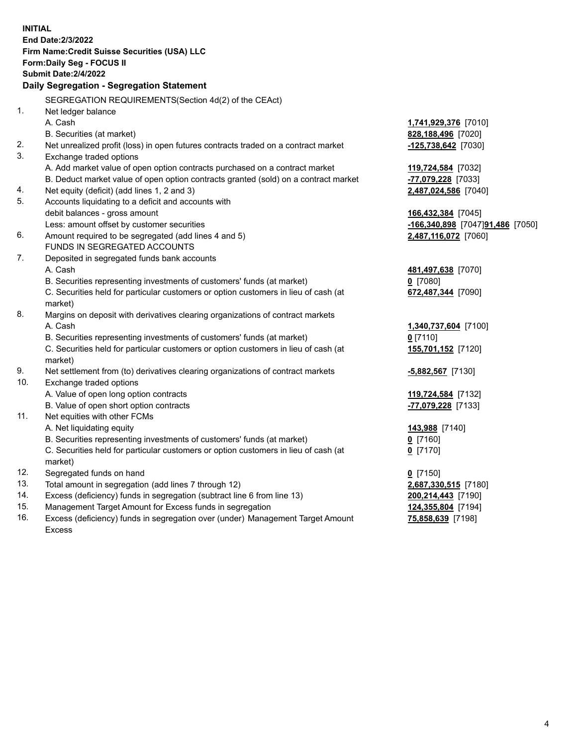**INITIAL**
**End Date:2/3/2022**
**Firm Name:Credit Suisse Securities (USA) LLC**
**Form:Daily Seg - FOCUS II**
**Submit Date:2/4/2022**

**Daily Segregation - Segregation Statement**

| | | |
|---|---|---|
| | SEGREGATION REQUIREMENTS(Section 4d(2) of the CEAct) | |
| 1. | Net ledger balance | |
| | A. Cash | **1,741,929,376** [7010] |
| | B. Securities (at market) | **828,188,496** [7020] |
| 2. | Net unrealized profit (loss) in open futures contracts traded on a contract market | **-125,738,642** [7030] |
| 3. | Exchange traded options | |
| | A. Add market value of open option contracts purchased on a contract market | **119,724,584** [7032] |
| | B. Deduct market value of open option contracts granted (sold) on a contract market | **-77,079,228** [7033] |
| 4. | Net equity (deficit) (add lines 1, 2 and 3) | **2,487,024,586** [7040] |
| 5. | Accounts liquidating to a deficit and accounts with debit balances - gross amount | **166,432,384** [7045] |
| | Less: amount offset by customer securities | **-166,340,898** [7047]**91,486** [7050] |
| 6. | Amount required to be segregated (add lines 4 and 5) | **2,487,116,072** [7060] |
| | FUNDS IN SEGREGATED ACCOUNTS | |
| 7. | Deposited in segregated funds bank accounts | |
| | A. Cash | **481,497,638** [7070] |
| | B. Securities representing investments of customers' funds (at market) | **0** [7080] |
| | C. Securities held for particular customers or option customers in lieu of cash (at market) | **672,487,344** [7090] |
| 8. | Margins on deposit with derivatives clearing organizations of contract markets | |
| | A. Cash | **1,340,737,604** [7100] |
| | B. Securities representing investments of customers' funds (at market) | **0** [7110] |
| | C. Securities held for particular customers or option customers in lieu of cash (at market) | **155,701,152** [7120] |
| 9. | Net settlement from (to) derivatives clearing organizations of contract markets | **-5,882,567** [7130] |
| 10. | Exchange traded options | |
| | A. Value of open long option contracts | **119,724,584** [7132] |
| | B. Value of open short option contracts | **-77,079,228** [7133] |
| 11. | Net equities with other FCMs | |
| | A. Net liquidating equity | **143,988** [7140] |
| | B. Securities representing investments of customers' funds (at market) | **0** [7160] |
| | C. Securities held for particular customers or option customers in lieu of cash (at market) | **0** [7170] |
| 12. | Segregated funds on hand | **0** [7150] |
| 13. | Total amount in segregation (add lines 7 through 12) | **2,687,330,515** [7180] |
| 14. | Excess (deficiency) funds in segregation (subtract line 6 from line 13) | **200,214,443** [7190] |
| 15. | Management Target Amount for Excess funds in segregation | **124,355,804** [7194] |
| 16. | Excess (deficiency) funds in segregation over (under) Management Target Amount Excess | **75,858,639** [7198] |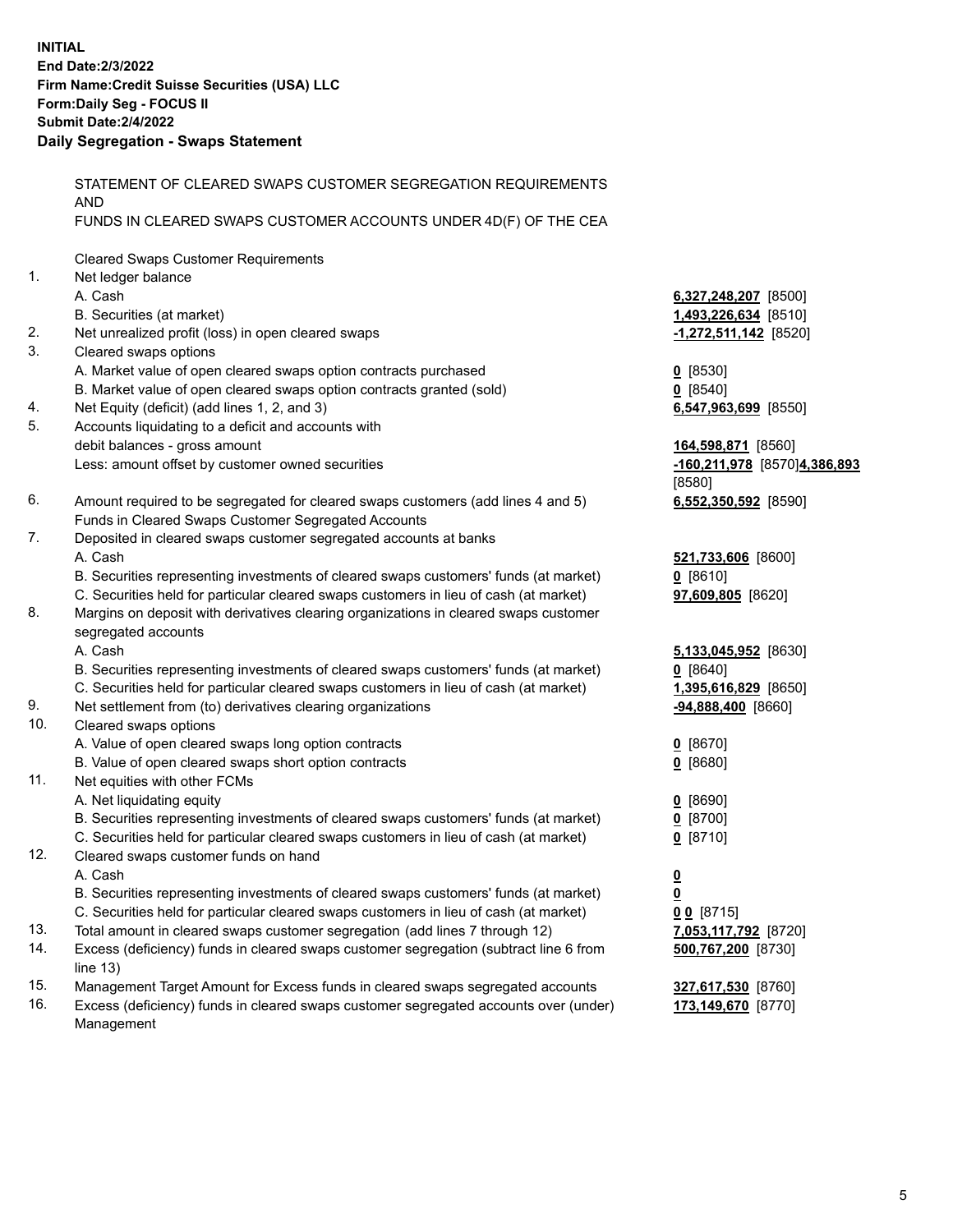**INITIAL**
**End Date:2/3/2022**
**Firm Name:Credit Suisse Securities (USA) LLC**
**Form:Daily Seg - FOCUS II**
**Submit Date:2/4/2022**
**Daily Segregation - Swaps Statement**

STATEMENT OF CLEARED SWAPS CUSTOMER SEGREGATION REQUIREMENTS AND
FUNDS IN CLEARED SWAPS CUSTOMER ACCOUNTS UNDER 4D(F) OF THE CEA

| | | |
|---|---|---|
| | Cleared Swaps Customer Requirements | |
| 1. | Net ledger balance | |
| | A. Cash | 6,327,248,207 [8500] |
| | B. Securities (at market) | 1,493,226,634 [8510] |
| 2. | Net unrealized profit (loss) in open cleared swaps | -1,272,511,142 [8520] |
| 3. | Cleared swaps options | |
| | A. Market value of open cleared swaps option contracts purchased | 0 [8530] |
| | B. Market value of open cleared swaps option contracts granted (sold) | 0 [8540] |
| 4. | Net Equity (deficit) (add lines 1, 2, and 3) | 6,547,963,699 [8550] |
| 5. | Accounts liquidating to a deficit and accounts with debit balances - gross amount | 164,598,871 [8560] |
| | Less: amount offset by customer owned securities | -160,211,978 [8570] 4,386,893 [8580] |
| 6. | Amount required to be segregated for cleared swaps customers (add lines 4 and 5) | 6,552,350,592 [8590] |
| | Funds in Cleared Swaps Customer Segregated Accounts | |
| 7. | Deposited in cleared swaps customer segregated accounts at banks | |
| | A. Cash | 521,733,606 [8600] |
| | B. Securities representing investments of cleared swaps customers' funds (at market) | 0 [8610] |
| | C. Securities held for particular cleared swaps customers in lieu of cash (at market) | 97,609,805 [8620] |
| 8. | Margins on deposit with derivatives clearing organizations in cleared swaps customer segregated accounts | |
| | A. Cash | 5,133,045,952 [8630] |
| | B. Securities representing investments of cleared swaps customers' funds (at market) | 0 [8640] |
| | C. Securities held for particular cleared swaps customers in lieu of cash (at market) | 1,395,616,829 [8650] |
| 9. | Net settlement from (to) derivatives clearing organizations | -94,888,400 [8660] |
| 10. | Cleared swaps options | |
| | A. Value of open cleared swaps long option contracts | 0 [8670] |
| | B. Value of open cleared swaps short option contracts | 0 [8680] |
| 11. | Net equities with other FCMs | |
| | A. Net liquidating equity | 0 [8690] |
| | B. Securities representing investments of cleared swaps customers' funds (at market) | 0 [8700] |
| | C. Securities held for particular cleared swaps customers in lieu of cash (at market) | 0 [8710] |
| 12. | Cleared swaps customer funds on hand | |
| | A. Cash | 0 |
| | B. Securities representing investments of cleared swaps customers' funds (at market) | 0 |
| | C. Securities held for particular cleared swaps customers in lieu of cash (at market) | 0 0 [8715] |
| 13. | Total amount in cleared swaps customer segregation (add lines 7 through 12) | 7,053,117,792 [8720] |
| 14. | Excess (deficiency) funds in cleared swaps customer segregation (subtract line 6 from line 13) | 500,767,200 [8730] |
| 15. | Management Target Amount for Excess funds in cleared swaps segregated accounts | 327,617,530 [8760] |
| 16. | Excess (deficiency) funds in cleared swaps customer segregated accounts over (under) Management | 173,149,670 [8770] |